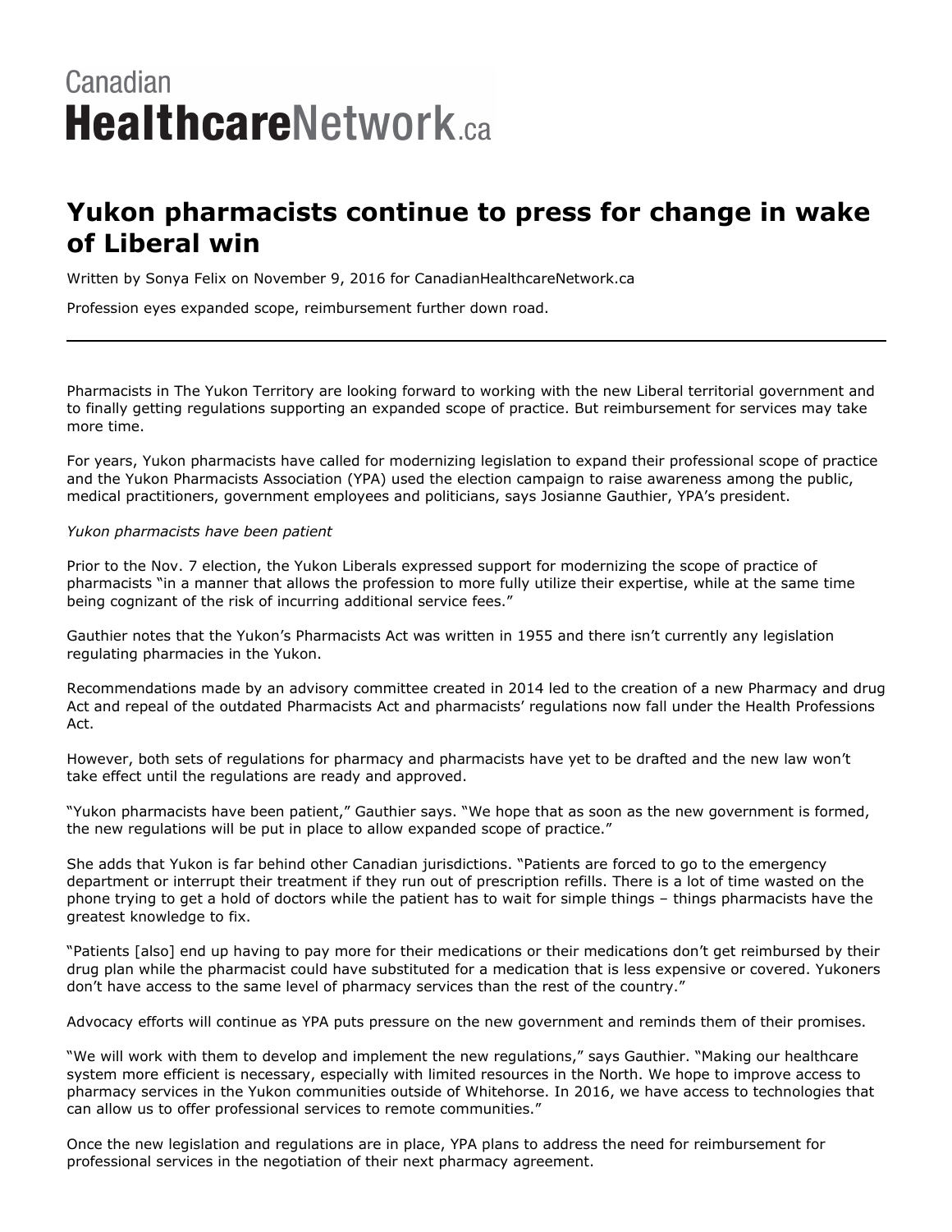Canadian HealthcareNetwork.ca

# Yukon pharmacists continue to press for change in wake of Liberal win

Written by Sonya Felix on November 9, 2016 for CanadianHealthcareNetwork.ca

Profession eyes expanded scope, reimbursement further down road.

---

Pharmacists in The Yukon Territory are looking forward to working with the new Liberal territorial government and to finally getting regulations supporting an expanded scope of practice. But reimbursement for services may take more time.

For years, Yukon pharmacists have called for modernizing legislation to expand their professional scope of practice and the Yukon Pharmacists Association (YPA) used the election campaign to raise awareness among the public, medical practitioners, government employees and politicians, says Josianne Gauthier, YPA's president.

*Yukon pharmacists have been patient*

Prior to the Nov. 7 election, the Yukon Liberals expressed support for modernizing the scope of practice of pharmacists "in a manner that allows the profession to more fully utilize their expertise, while at the same time being cognizant of the risk of incurring additional service fees."

Gauthier notes that the Yukon's Pharmacists Act was written in 1955 and there isn't currently any legislation regulating pharmacies in the Yukon.

Recommendations made by an advisory committee created in 2014 led to the creation of a new Pharmacy and drug Act and repeal of the outdated Pharmacists Act and pharmacists' regulations now fall under the Health Professions Act.

However, both sets of regulations for pharmacy and pharmacists have yet to be drafted and the new law won't take effect until the regulations are ready and approved.

"Yukon pharmacists have been patient," Gauthier says. "We hope that as soon as the new government is formed, the new regulations will be put in place to allow expanded scope of practice."

She adds that Yukon is far behind other Canadian jurisdictions. "Patients are forced to go to the emergency department or interrupt their treatment if they run out of prescription refills. There is a lot of time wasted on the phone trying to get a hold of doctors while the patient has to wait for simple things – things pharmacists have the greatest knowledge to fix.

"Patients [also] end up having to pay more for their medications or their medications don't get reimbursed by their drug plan while the pharmacist could have substituted for a medication that is less expensive or covered. Yukoners don't have access to the same level of pharmacy services than the rest of the country."

Advocacy efforts will continue as YPA puts pressure on the new government and reminds them of their promises.

"We will work with them to develop and implement the new regulations," says Gauthier. "Making our healthcare system more efficient is necessary, especially with limited resources in the North. We hope to improve access to pharmacy services in the Yukon communities outside of Whitehorse. In 2016, we have access to technologies that can allow us to offer professional services to remote communities."

Once the new legislation and regulations are in place, YPA plans to address the need for reimbursement for professional services in the negotiation of their next pharmacy agreement.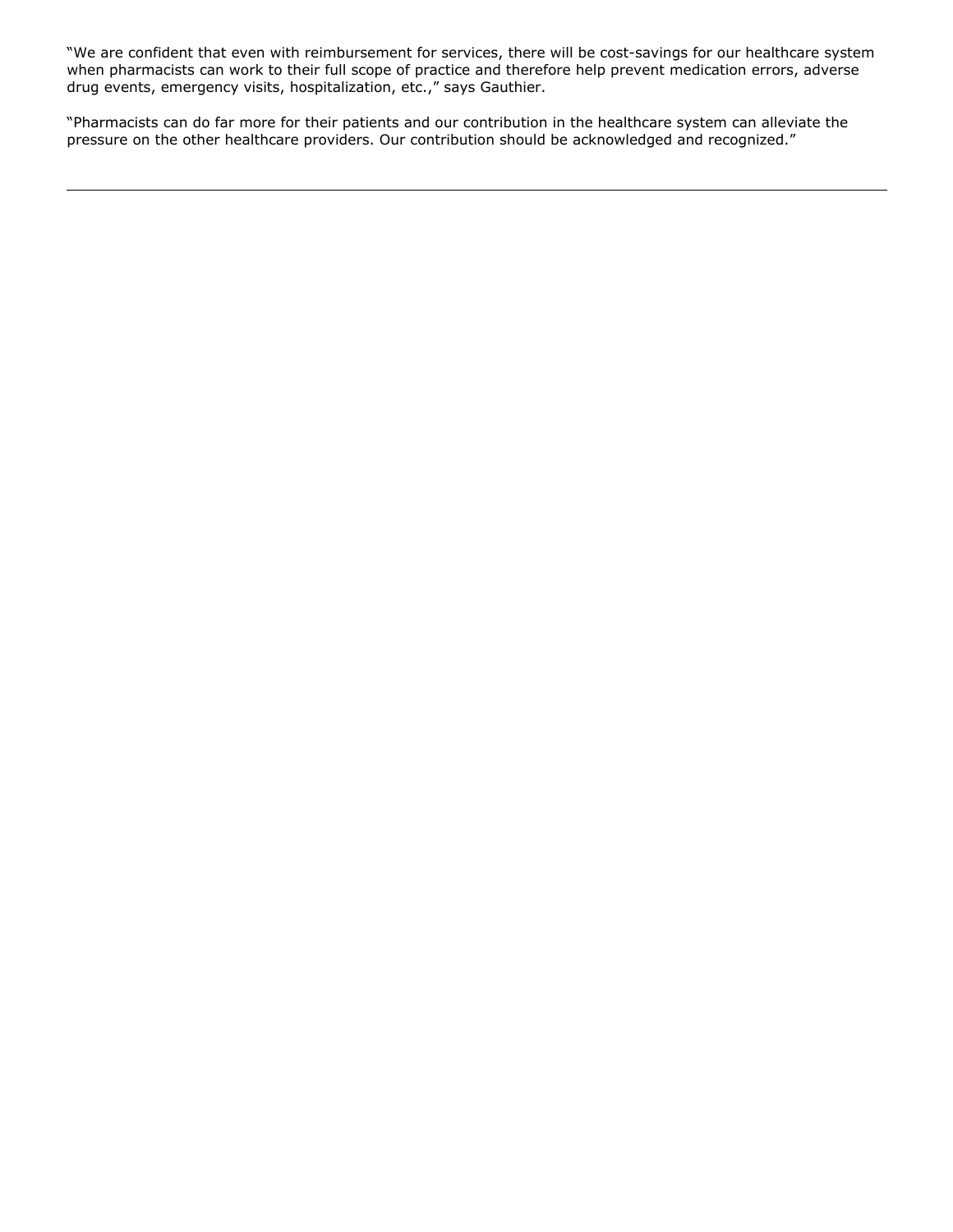"We are confident that even with reimbursement for services, there will be cost-savings for our healthcare system when pharmacists can work to their full scope of practice and therefore help prevent medication errors, adverse drug events, emergency visits, hospitalization, etc.," says Gauthier.

"Pharmacists can do far more for their patients and our contribution in the healthcare system can alleviate the pressure on the other healthcare providers. Our contribution should be acknowledged and recognized."

---